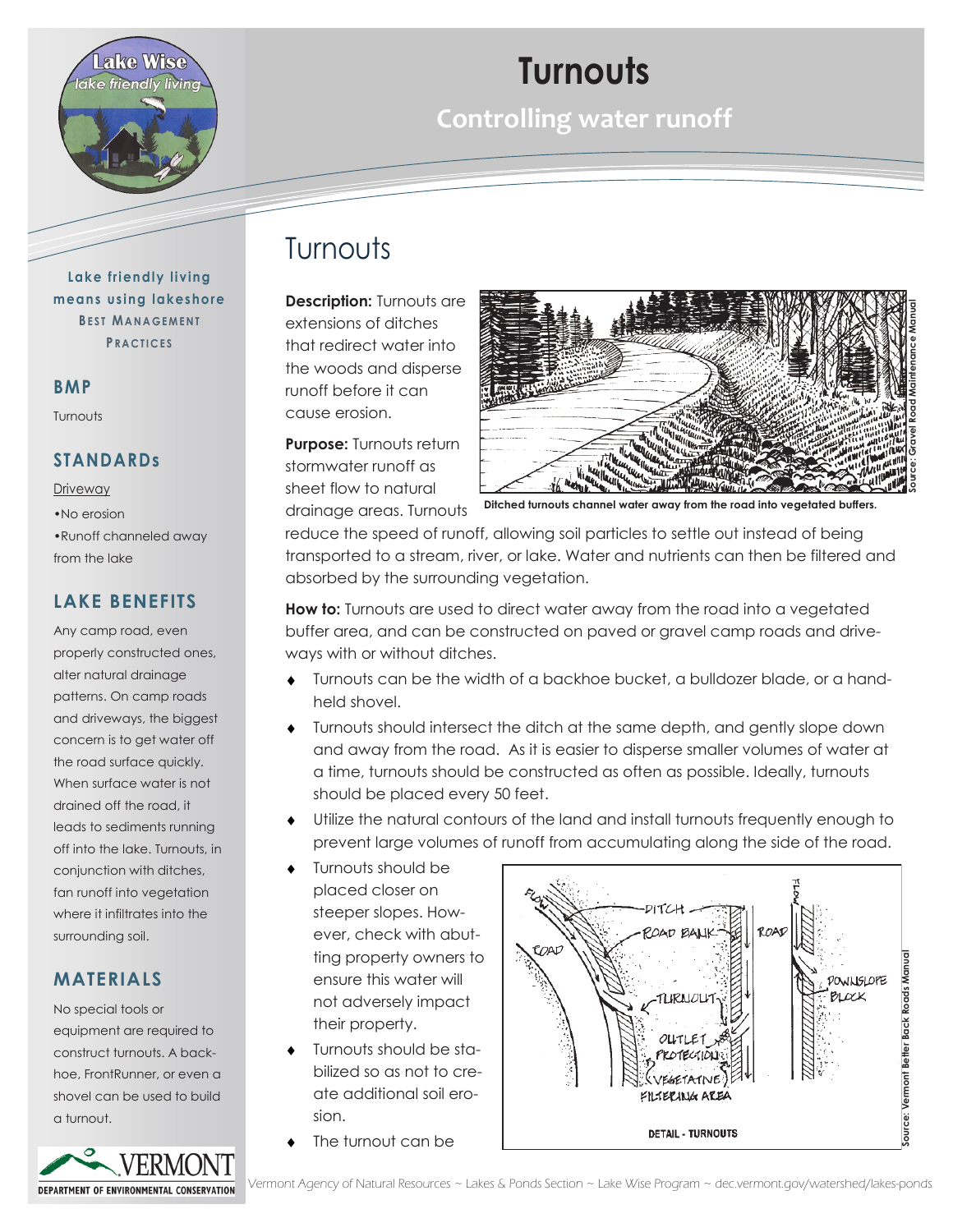# Turnouts

## Controlling water runoff

Lake friendly living means using lakeshore **Best Management Practices**

### BMP

Turnouts

### STANDARDs

Driveway

- No erosion
- Runoff channeled away from the lake

### LAKE BENEFITS

Any camp road, even properly constructed ones, alter natural drainage patterns. On camp roads and driveways, the biggest concern is to get water off the road surface quickly. When surface water is not drained off the road, it leads to sediments running off into the lake. Turnouts, in conjunction with ditches, fan runoff into vegetation where it infiltrates into the surrounding soil.

### MATERIALS

No special tools or equipment are required to construct turnouts. A backhoe, FrontRunner, or even a shovel can be used to build a turnout.

## Turnouts

**Description:** Turnouts are extensions of ditches that redirect water into the woods and disperse runoff before it can cause erosion.

**Purpose:** Turnouts return stormwater runoff as sheet flow to natural drainage areas. Turnouts reduce the speed of runoff, allowing soil particles to settle out instead of being transported to a stream, river, or lake. Water and nutrients can then be filtered and absorbed by the surrounding vegetation.

**Ditched turnouts channel water away from the road into vegetated buffers.**

Source: Gravel Road Maintenance Manual

**How to:** Turnouts are used to direct water away from the road into a vegetated buffer area, and can be constructed on paved or gravel camp roads and driveways with or without ditches.

- Turnouts can be the width of a backhoe bucket, a bulldozer blade, or a hand-held shovel.
- Turnouts should intersect the ditch at the same depth, and gently slope down and away from the road. As it is easier to disperse smaller volumes of water at a time, turnouts should be constructed as often as possible. Ideally, turnouts should be placed every 50 feet.
- Utilize the natural contours of the land and install turnouts frequently enough to prevent large volumes of runoff from accumulating along the side of the road.
- Turnouts should be placed closer on steeper slopes. However, check with abutting property owners to ensure this water will not adversely impact their property.
- Turnouts should be stabilized so as not to create additional soil erosion.
- The turnout can be

**DETAIL - TURNOUTS**

Source: Vermont Better Back Roads Manual

Vermont Agency of Natural Resources ~ Lakes & Ponds Section ~ Lake Wise Program ~ dec.vermont.gov/watershed/lakes-ponds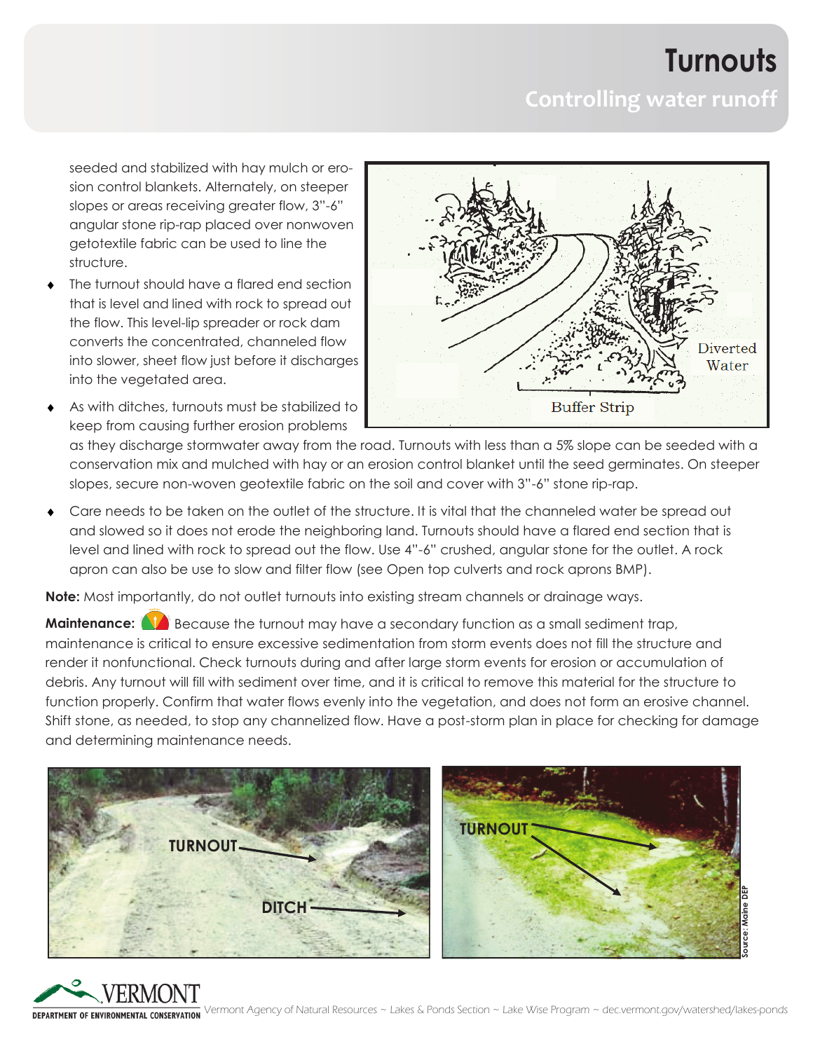# Turnouts

## Controlling water runoff

seeded and stabilized with hay mulch or erosion control blankets. Alternately, on steeper slopes or areas receiving greater flow, 3"-6" angular stone rip-rap placed over nonwoven getotextile fabric can be used to line the structure.

- The turnout should have a flared end section that is level and lined with rock to spread out the flow. This level-lip spreader or rock dam converts the concentrated, channeled flow into slower, sheet flow just before it discharges into the vegetated area.
- As with ditches, turnouts must be stabilized to keep from causing further erosion problems as they discharge stormwater away from the road. Turnouts with less than a 5% slope can be seeded with a conservation mix and mulched with hay or an erosion control blanket until the seed germinates. On steeper slopes, secure non-woven geotextile fabric on the soil and cover with 3"-6" stone rip-rap.
- Care needs to be taken on the outlet of the structure. It is vital that the channeled water be spread out and slowed so it does not erode the neighboring land. Turnouts should have a flared end section that is level and lined with rock to spread out the flow. Use 4"-6" crushed, angular stone for the outlet. A rock apron can also be use to slow and filter flow (see Open top culverts and rock aprons BMP).

Diverted Water

Buffer Strip

**Note:** Most importantly, do not outlet turnouts into existing stream channels or drainage ways.

**Maintenance:** Because the turnout may have a secondary function as a small sediment trap, maintenance is critical to ensure excessive sedimentation from storm events does not fill the structure and render it nonfunctional. Check turnouts during and after large storm events for erosion or accumulation of debris. Any turnout will fill with sediment over time, and it is critical to remove this material for the structure to function properly. Confirm that water flows evenly into the vegetation, and does not form an erosive channel. Shift stone, as needed, to stop any channelized flow. Have a post-storm plan in place for checking for damage and determining maintenance needs.

TURNOUT

DITCH

TURNOUT

Source: Maine DEP

Vermont Agency of Natural Resources ~ Lakes & Ponds Section ~ Lake Wise Program ~ dec.vermont.gov/watershed/lakes-ponds